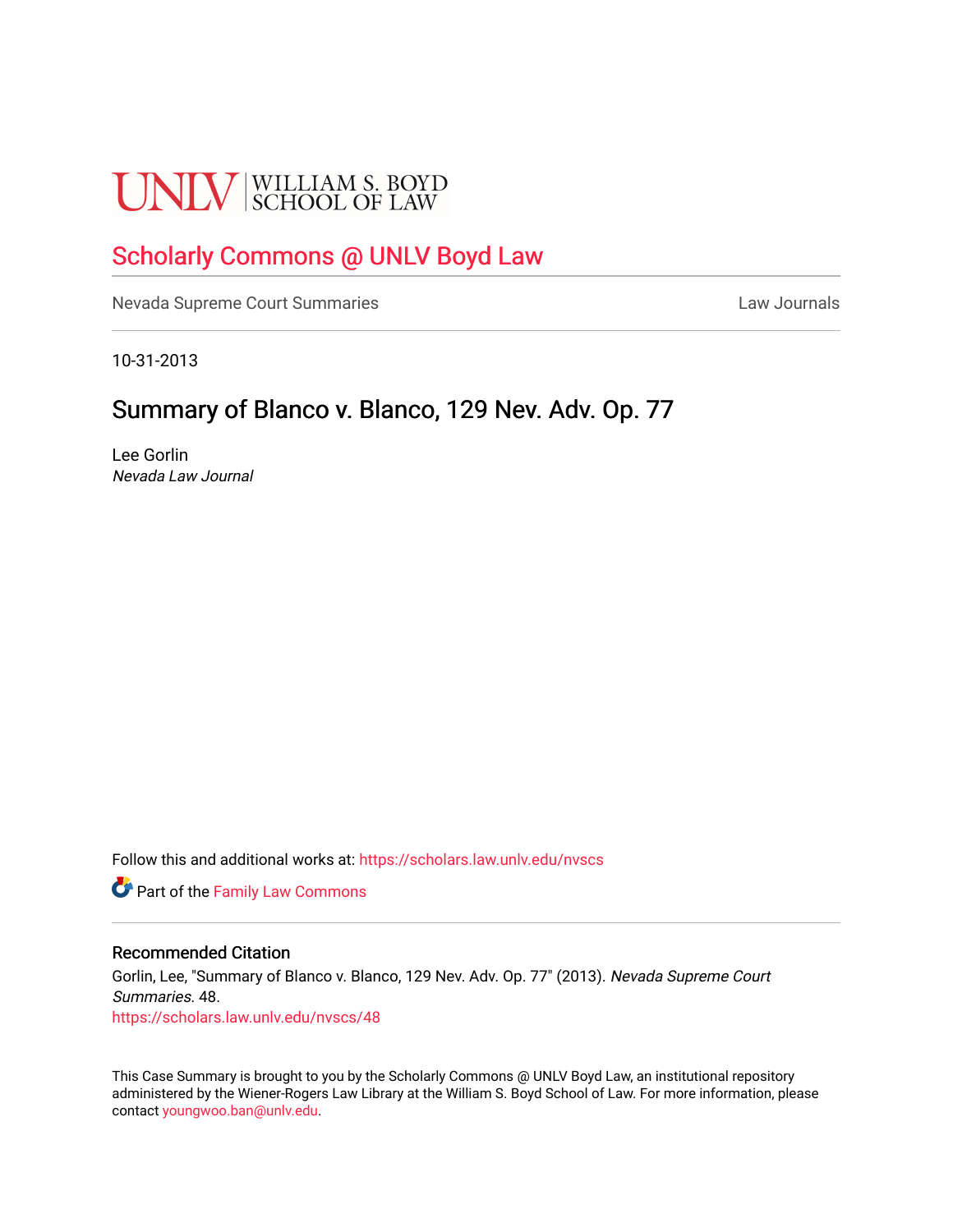UNLV | WILLIAM S. BOYD SCHOOL OF LAW

# Scholarly Commons @ UNLV Boyd Law

Nevada Supreme Court Summaries | Law Journals

10-31-2013

## Summary of Blanco v. Blanco, 129 Nev. Adv. Op. 77

Lee Gorlin
*Nevada Law Journal*

Follow this and additional works at: https://scholars.law.unlv.edu/nvscs

Part of the Family Law Commons

### Recommended Citation

Gorlin, Lee, "Summary of Blanco v. Blanco, 129 Nev. Adv. Op. 77" (2013). *Nevada Supreme Court Summaries*. 48.
https://scholars.law.unlv.edu/nvscs/48

This Case Summary is brought to you by the Scholarly Commons @ UNLV Boyd Law, an institutional repository administered by the Wiener-Rogers Law Library at the William S. Boyd School of Law. For more information, please contact youngwoo.ban@unlv.edu.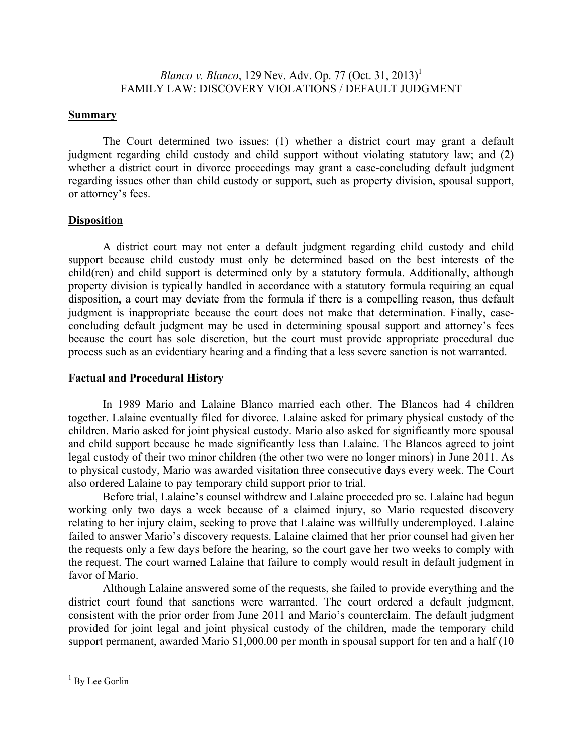*Blanco v. Blanco*, 129 Nev. Adv. Op. 77 (Oct. 31, 2013)[1]
FAMILY LAW: DISCOVERY VIOLATIONS / DEFAULT JUDGMENT

**Summary**

The Court determined two issues: (1) whether a district court may grant a default judgment regarding child custody and child support without violating statutory law; and (2) whether a district court in divorce proceedings may grant a case-concluding default judgment regarding issues other than child custody or support, such as property division, spousal support, or attorney's fees.

**Disposition**

A district court may not enter a default judgment regarding child custody and child support because child custody must only be determined based on the best interests of the child(ren) and child support is determined only by a statutory formula. Additionally, although property division is typically handled in accordance with a statutory formula requiring an equal disposition, a court may deviate from the formula if there is a compelling reason, thus default judgment is inappropriate because the court does not make that determination. Finally, case-concluding default judgment may be used in determining spousal support and attorney's fees because the court has sole discretion, but the court must provide appropriate procedural due process such as an evidentiary hearing and a finding that a less severe sanction is not warranted.

**Factual and Procedural History**

In 1989 Mario and Lalaine Blanco married each other. The Blancos had 4 children together. Lalaine eventually filed for divorce. Lalaine asked for primary physical custody of the children. Mario asked for joint physical custody. Mario also asked for significantly more spousal and child support because he made significantly less than Lalaine. The Blancos agreed to joint legal custody of their two minor children (the other two were no longer minors) in June 2011. As to physical custody, Mario was awarded visitation three consecutive days every week. The Court also ordered Lalaine to pay temporary child support prior to trial.

Before trial, Lalaine's counsel withdrew and Lalaine proceeded pro se. Lalaine had begun working only two days a week because of a claimed injury, so Mario requested discovery relating to her injury claim, seeking to prove that Lalaine was willfully underemployed. Lalaine failed to answer Mario's discovery requests. Lalaine claimed that her prior counsel had given her the requests only a few days before the hearing, so the court gave her two weeks to comply with the request. The court warned Lalaine that failure to comply would result in default judgment in favor of Mario.

Although Lalaine answered some of the requests, she failed to provide everything and the district court found that sanctions were warranted. The court ordered a default judgment, consistent with the prior order from June 2011 and Mario's counterclaim. The default judgment provided for joint legal and joint physical custody of the children, made the temporary child support permanent, awarded Mario $1,000.00 per month in spousal support for ten and a half (10

---

[1] By Lee Gorlin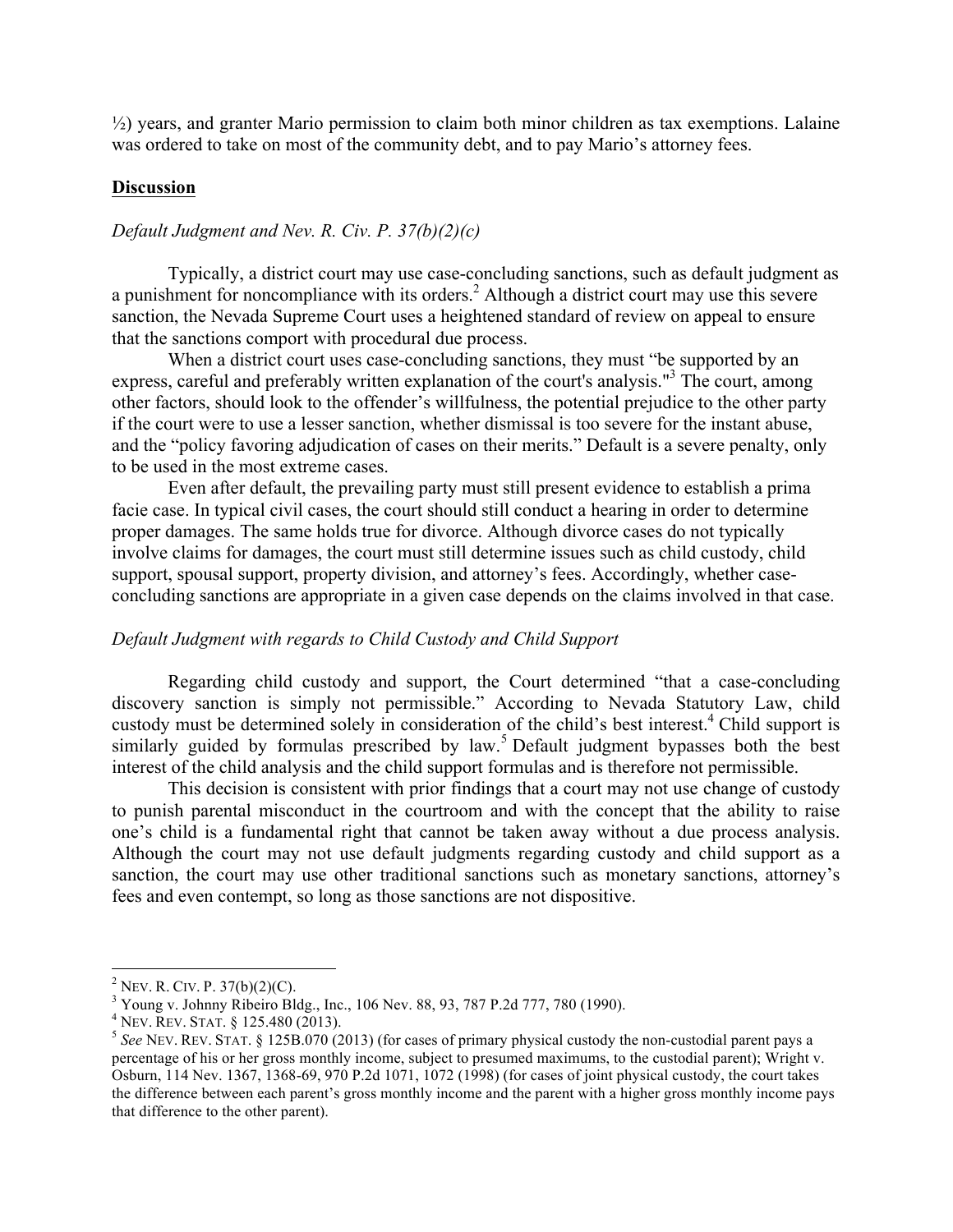½) years, and granter Mario permission to claim both minor children as tax exemptions. Lalaine was ordered to take on most of the community debt, and to pay Mario's attorney fees.

**Discussion**

*Default Judgment and Nev. R. Civ. P. 37(b)(2)(c)*

Typically, a district court may use case-concluding sanctions, such as default judgment as a punishment for noncompliance with its orders.[2] Although a district court may use this severe sanction, the Nevada Supreme Court uses a heightened standard of review on appeal to ensure that the sanctions comport with procedural due process.

When a district court uses case-concluding sanctions, they must "be supported by an express, careful and preferably written explanation of the court's analysis."[3] The court, among other factors, should look to the offender's willfulness, the potential prejudice to the other party if the court were to use a lesser sanction, whether dismissal is too severe for the instant abuse, and the "policy favoring adjudication of cases on their merits." Default is a severe penalty, only to be used in the most extreme cases.

Even after default, the prevailing party must still present evidence to establish a prima facie case. In typical civil cases, the court should still conduct a hearing in order to determine proper damages. The same holds true for divorce. Although divorce cases do not typically involve claims for damages, the court must still determine issues such as child custody, child support, spousal support, property division, and attorney's fees. Accordingly, whether case-concluding sanctions are appropriate in a given case depends on the claims involved in that case.

*Default Judgment with regards to Child Custody and Child Support*

Regarding child custody and support, the Court determined "that a case-concluding discovery sanction is simply not permissible." According to Nevada Statutory Law, child custody must be determined solely in consideration of the child's best interest.[4] Child support is similarly guided by formulas prescribed by law.[5] Default judgment bypasses both the best interest of the child analysis and the child support formulas and is therefore not permissible.

This decision is consistent with prior findings that a court may not use change of custody to punish parental misconduct in the courtroom and with the concept that the ability to raise one's child is a fundamental right that cannot be taken away without a due process analysis. Although the court may not use default judgments regarding custody and child support as a sanction, the court may use other traditional sanctions such as monetary sanctions, attorney's fees and even contempt, so long as those sanctions are not dispositive.

---

[2] NEV. R. CIV. P. 37(b)(2)(C).

[3] Young v. Johnny Ribeiro Bldg., Inc., 106 Nev. 88, 93, 787 P.2d 777, 780 (1990).

[4] NEV. REV. STAT. § 125.480 (2013).

[5] *See* NEV. REV. STAT. § 125B.070 (2013) (for cases of primary physical custody the non-custodial parent pays a percentage of his or her gross monthly income, subject to presumed maximums, to the custodial parent); Wright v. Osburn, 114 Nev. 1367, 1368-69, 970 P.2d 1071, 1072 (1998) (for cases of joint physical custody, the court takes the difference between each parent's gross monthly income and the parent with a higher gross monthly income pays that difference to the other parent).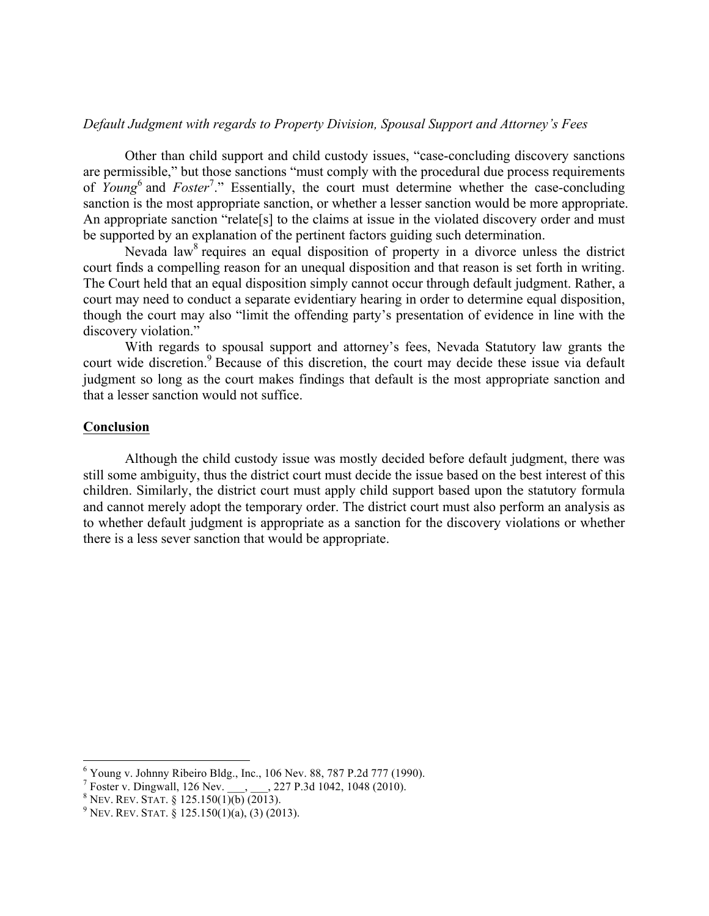*Default Judgment with regards to Property Division, Spousal Support and Attorney's Fees*

Other than child support and child custody issues, "case-concluding discovery sanctions are permissible," but those sanctions "must comply with the procedural due process requirements of *Young*[6] and *Foster*[7]." Essentially, the court must determine whether the case-concluding sanction is the most appropriate sanction, or whether a lesser sanction would be more appropriate. An appropriate sanction "relate[s] to the claims at issue in the violated discovery order and must be supported by an explanation of the pertinent factors guiding such determination.

Nevada law[8] requires an equal disposition of property in a divorce unless the district court finds a compelling reason for an unequal disposition and that reason is set forth in writing. The Court held that an equal disposition simply cannot occur through default judgment. Rather, a court may need to conduct a separate evidentiary hearing in order to determine equal disposition, though the court may also "limit the offending party's presentation of evidence in line with the discovery violation."

With regards to spousal support and attorney's fees, Nevada Statutory law grants the court wide discretion.[9] Because of this discretion, the court may decide these issue via default judgment so long as the court makes findings that default is the most appropriate sanction and that a lesser sanction would not suffice.

## **Conclusion**

Although the child custody issue was mostly decided before default judgment, there was still some ambiguity, thus the district court must decide the issue based on the best interest of this children. Similarly, the district court must apply child support based upon the statutory formula and cannot merely adopt the temporary order. The district court must also perform an analysis as to whether default judgment is appropriate as a sanction for the discovery violations or whether there is a less sever sanction that would be appropriate.

---

[6] Young v. Johnny Ribeiro Bldg., Inc., 106 Nev. 88, 787 P.2d 777 (1990).

[7] Foster v. Dingwall, 126 Nev. ___, ___, 227 P.3d 1042, 1048 (2010).

[8] NEV. REV. STAT. § 125.150(1)(b) (2013).

[9] NEV. REV. STAT. § 125.150(1)(a), (3) (2013).